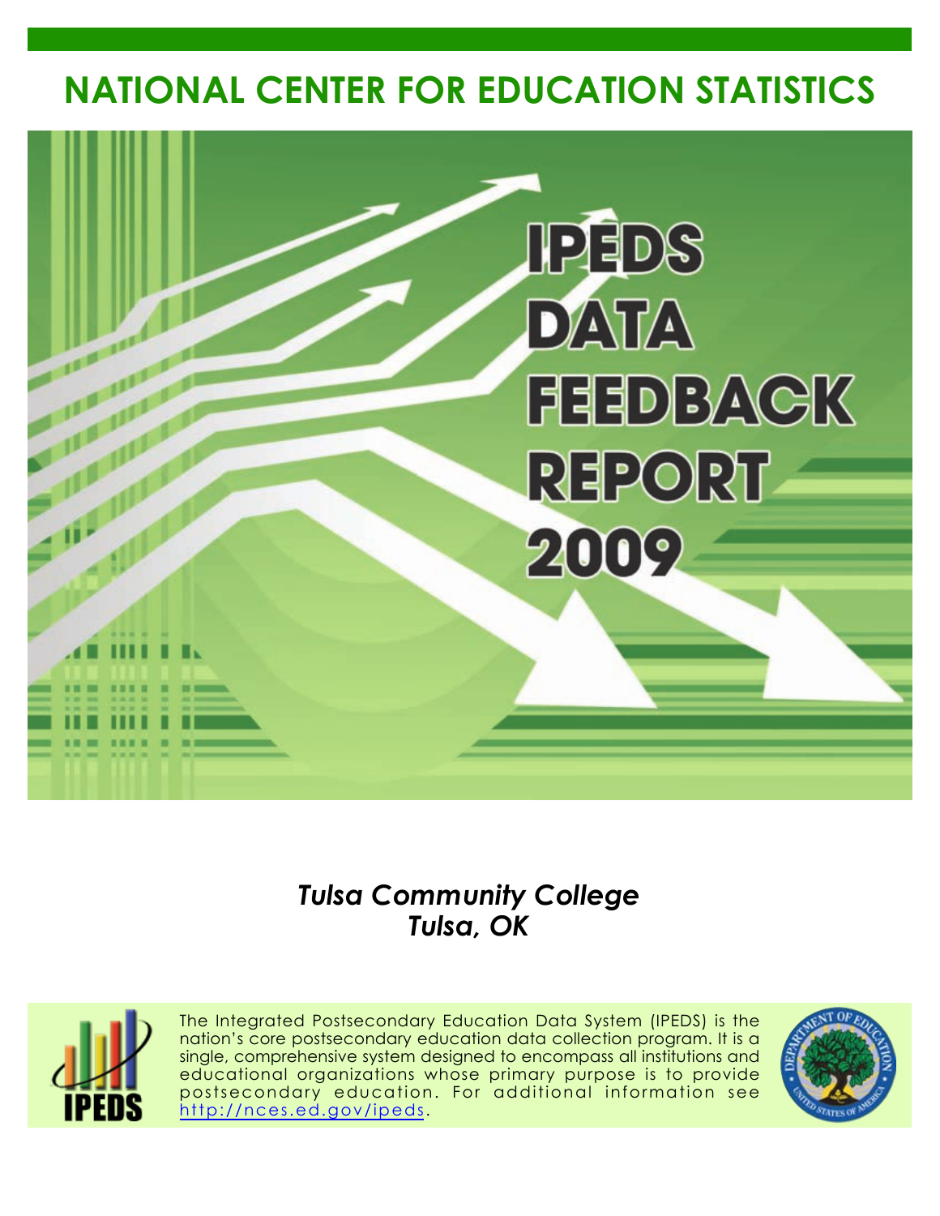# NATIONAL CENTER FOR EDUCATION STATISTICS

# IPEDS DATA FEEDBACK REPORT 2009

***Tulsa Community College***
***Tulsa, OK***

The Integrated Postsecondary Education Data System (IPEDS) is the nation's core postsecondary education data collection program. It is a single, comprehensive system designed to encompass all institutions and educational organizations whose primary purpose is to provide postsecondary education. For additional information see http://nces.ed.gov/ipeds.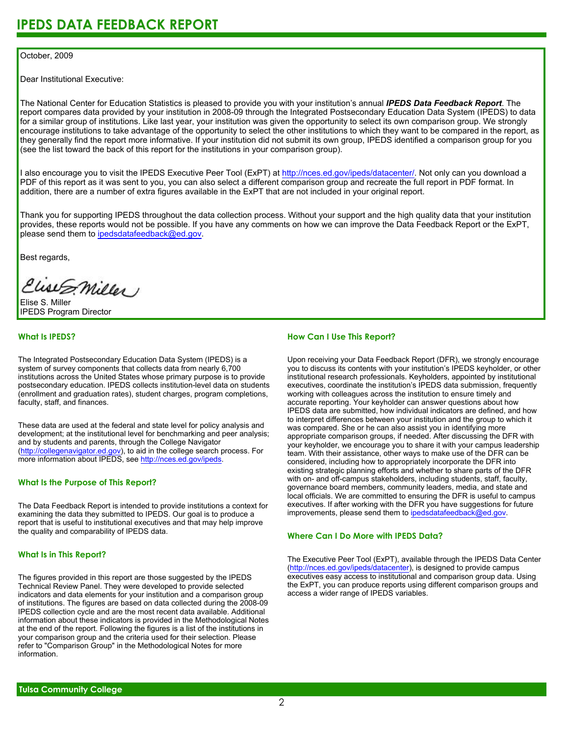# IPEDS DATA FEEDBACK REPORT

October, 2009

Dear Institutional Executive:

The National Center for Education Statistics is pleased to provide you with your institution's annual ***IPEDS Data Feedback Report***. The report compares data provided by your institution in 2008-09 through the Integrated Postsecondary Education Data System (IPEDS) to data for a similar group of institutions. Like last year, your institution was given the opportunity to select its own comparison group. We strongly encourage institutions to take advantage of the opportunity to select the other institutions to which they want to be compared in the report, as they generally find the report more informative. If your institution did not submit its own group, IPEDS identified a comparison group for you (see the list toward the back of this report for the institutions in your comparison group).

I also encourage you to visit the IPEDS Executive Peer Tool (ExPT) at http://nces.ed.gov/ipeds/datacenter/. Not only can you download a PDF of this report as it was sent to you, you can also select a different comparison group and recreate the full report in PDF format. In addition, there are a number of extra figures available in the ExPT that are not included in your original report.

Thank you for supporting IPEDS throughout the data collection process. Without your support and the high quality data that your institution provides, these reports would not be possible. If you have any comments on how we can improve the Data Feedback Report or the ExPT, please send them to ipedsdatafeedback@ed.gov.

Best regards,

Elise S. Miller
IPEDS Program Director

## What Is IPEDS?

The Integrated Postsecondary Education Data System (IPEDS) is a system of survey components that collects data from nearly 6,700 institutions across the United States whose primary purpose is to provide postsecondary education. IPEDS collects institution-level data on students (enrollment and graduation rates), student charges, program completions, faculty, staff, and finances.

These data are used at the federal and state level for policy analysis and development; at the institutional level for benchmarking and peer analysis; and by students and parents, through the College Navigator (http://collegenavigator.ed.gov), to aid in the college search process. For more information about IPEDS, see http://nces.ed.gov/ipeds.

## What Is the Purpose of This Report?

The Data Feedback Report is intended to provide institutions a context for examining the data they submitted to IPEDS. Our goal is to produce a report that is useful to institutional executives and that may help improve the quality and comparability of IPEDS data.

## What Is in This Report?

The figures provided in this report are those suggested by the IPEDS Technical Review Panel. They were developed to provide selected indicators and data elements for your institution and a comparison group of institutions. The figures are based on data collected during the 2008-09 IPEDS collection cycle and are the most recent data available. Additional information about these indicators is provided in the Methodological Notes at the end of the report. Following the figures is a list of the institutions in your comparison group and the criteria used for their selection. Please refer to "Comparison Group" in the Methodological Notes for more information.

## How Can I Use This Report?

Upon receiving your Data Feedback Report (DFR), we strongly encourage you to discuss its contents with your institution's IPEDS keyholder, or other institutional research professionals. Keyholders, appointed by institutional executives, coordinate the institution's IPEDS data submission, frequently working with colleagues across the institution to ensure timely and accurate reporting. Your keyholder can answer questions about how IPEDS data are submitted, how individual indicators are defined, and how to interpret differences between your institution and the group to which it was compared. She or he can also assist you in identifying more appropriate comparison groups, if needed. After discussing the DFR with your keyholder, we encourage you to share it with your campus leadership team. With their assistance, other ways to make use of the DFR can be considered, including how to appropriately incorporate the DFR into existing strategic planning efforts and whether to share parts of the DFR with on- and off-campus stakeholders, including students, staff, faculty, governance board members, community leaders, media, and state and local officials. We are committed to ensuring the DFR is useful to campus executives. If after working with the DFR you have suggestions for future improvements, please send them to ipedsdatafeedback@ed.gov.

## Where Can I Do More with IPEDS Data?

The Executive Peer Tool (ExPT), available through the IPEDS Data Center (http://nces.ed.gov/ipeds/datacenter), is designed to provide campus executives easy access to institutional and comparison group data. Using the ExPT, you can produce reports using different comparison groups and access a wider range of IPEDS variables.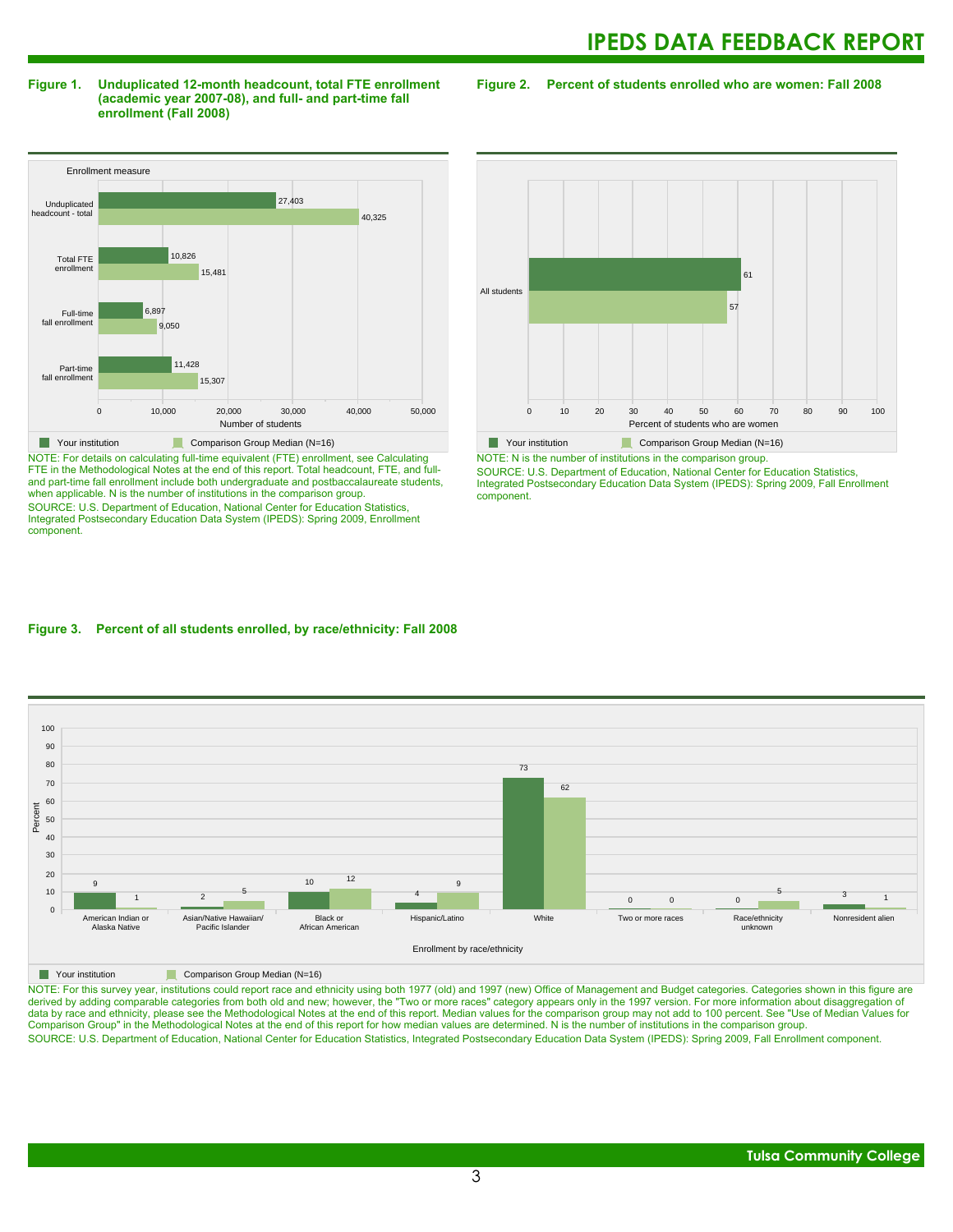**Figure 1. Unduplicated 12-month headcount, total FTE enrollment (academic year 2007-08), and full- and part-time fall enrollment (Fall 2008)**

| Enrollment measure | Your institution | Comparison Group Median (N=16) |
|---|---|---|
| Unduplicated headcount - total | 27,403 | 40,325 |
| Total FTE enrollment | 10,826 | 15,481 |
| Full-time fall enrollment | 6,897 | 9,050 |
| Part-time fall enrollment | 11,428 | 15,307 |

NOTE: For details on calculating full-time equivalent (FTE) enrollment, see Calculating FTE in the Methodological Notes at the end of this report. Total headcount, FTE, and full- and part-time fall enrollment include both undergraduate and postbaccalaureate students, when applicable. N is the number of institutions in the comparison group.

SOURCE: U.S. Department of Education, National Center for Education Statistics, Integrated Postsecondary Education Data System (IPEDS): Spring 2009, Enrollment component.

**Figure 2. Percent of students enrolled who are women: Fall 2008**

| | Your institution | Comparison Group Median (N=16) |
|---|---|---|
| All students | 61 | 57 |

NOTE: N is the number of institutions in the comparison group.

SOURCE: U.S. Department of Education, National Center for Education Statistics, Integrated Postsecondary Education Data System (IPEDS): Spring 2009, Fall Enrollment component.

**Figure 3. Percent of all students enrolled, by race/ethnicity: Fall 2008**

| Enrollment by race/ethnicity | Your institution | Comparison Group Median (N=16) |
|---|---|---|
| American Indian or Alaska Native | 9 | 1 |
| Asian/Native Hawaiian/ Pacific Islander | 2 | 5 |
| Black or African American | 10 | 12 |
| Hispanic/Latino | 4 | 9 |
| White | 73 | 62 |
| Two or more races | 0 | 0 |
| Race/ethnicity unknown | 0 | 5 |
| Nonresident alien | 3 | 1 |

NOTE: For this survey year, institutions could report race and ethnicity using both 1977 (old) and 1997 (new) Office of Management and Budget categories. Categories shown in this figure are derived by adding comparable categories from both old and new; however, the "Two or more races" category appears only in the 1997 version. For more information about disaggregation of data by race and ethnicity, please see the Methodological Notes at the end of this report. Median values for the comparison group may not add to 100 percent. See "Use of Median Values for Comparison Group" in the Methodological Notes at the end of this report for how median values are determined. N is the number of institutions in the comparison group.

SOURCE: U.S. Department of Education, National Center for Education Statistics, Integrated Postsecondary Education Data System (IPEDS): Spring 2009, Fall Enrollment component.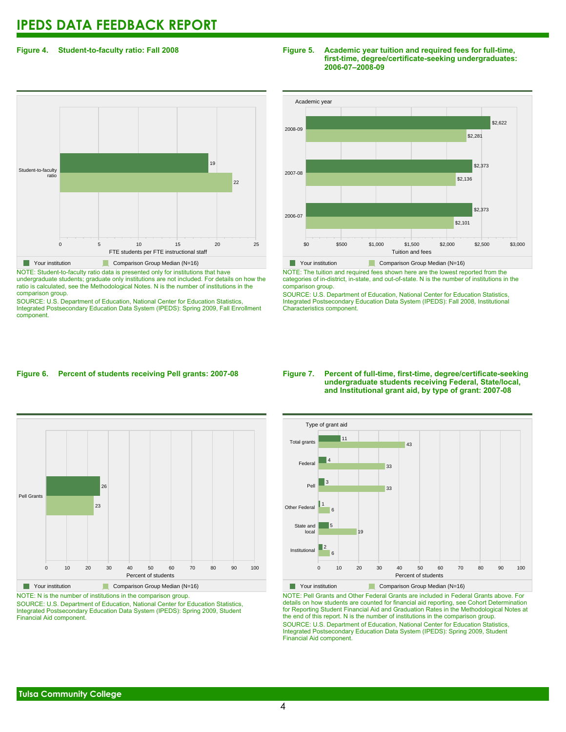# IPEDS DATA FEEDBACK REPORT

**Figure 4. Student-to-faculty ratio: Fall 2008**

| | Your institution | Comparison Group Median (N=16) |
|---|---|---|
| Student-to-faculty ratio | 19 | 22 |

FTE students per FTE instructional staff

NOTE: Student-to-faculty ratio data is presented only for institutions that have undergraduate students; graduate only institutions are not included. For details on how the ratio is calculated, see the Methodological Notes. N is the number of institutions in the comparison group.

SOURCE: U.S. Department of Education, National Center for Education Statistics, Integrated Postsecondary Education Data System (IPEDS): Spring 2009, Fall Enrollment component.

**Figure 5. Academic year tuition and required fees for full-time, first-time, degree/certificate-seeking undergraduates: 2006-07–2008-09**

| Academic year | Your institution | Comparison Group Median (N=16) |
|---|---|---|
| 2008-09 | $2,622 | $2,281 |
| 2007-08 | $2,373 | $2,136 |
| 2006-07 | $2,373 | $2,101 |

Tuition and fees

NOTE: The tuition and required fees shown here are the lowest reported from the categories of in-district, in-state, and out-of-state. N is the number of institutions in the comparison group.

SOURCE: U.S. Department of Education, National Center for Education Statistics, Integrated Postsecondary Education Data System (IPEDS): Fall 2008, Institutional Characteristics component.

**Figure 6. Percent of students receiving Pell grants: 2007-08**

| | Your institution | Comparison Group Median (N=16) |
|---|---|---|
| Pell Grants | 26 | 23 |

Percent of students

NOTE: N is the number of institutions in the comparison group.

SOURCE: U.S. Department of Education, National Center for Education Statistics, Integrated Postsecondary Education Data System (IPEDS): Spring 2009, Student Financial Aid component.

**Figure 7. Percent of full-time, first-time, degree/certificate-seeking undergraduate students receiving Federal, State/local, and Institutional grant aid, by type of grant: 2007-08**

| Type of grant aid | Your institution | Comparison Group Median (N=16) |
|---|---|---|
| Total grants | 11 | 43 |
| Federal | 4 | 33 |
| Pell | 3 | 33 |
| Other Federal | 1 | 6 |
| State and local | 5 | 19 |
| Institutional | 2 | 6 |

Percent of students

NOTE: Pell Grants and Other Federal Grants are included in Federal Grants above. For details on how students are counted for financial aid reporting, see Cohort Determination for Reporting Student Financial Aid and Graduation Rates in the Methodological Notes at the end of this report. N is the number of institutions in the comparison group.

SOURCE: U.S. Department of Education, National Center for Education Statistics, Integrated Postsecondary Education Data System (IPEDS): Spring 2009, Student Financial Aid component.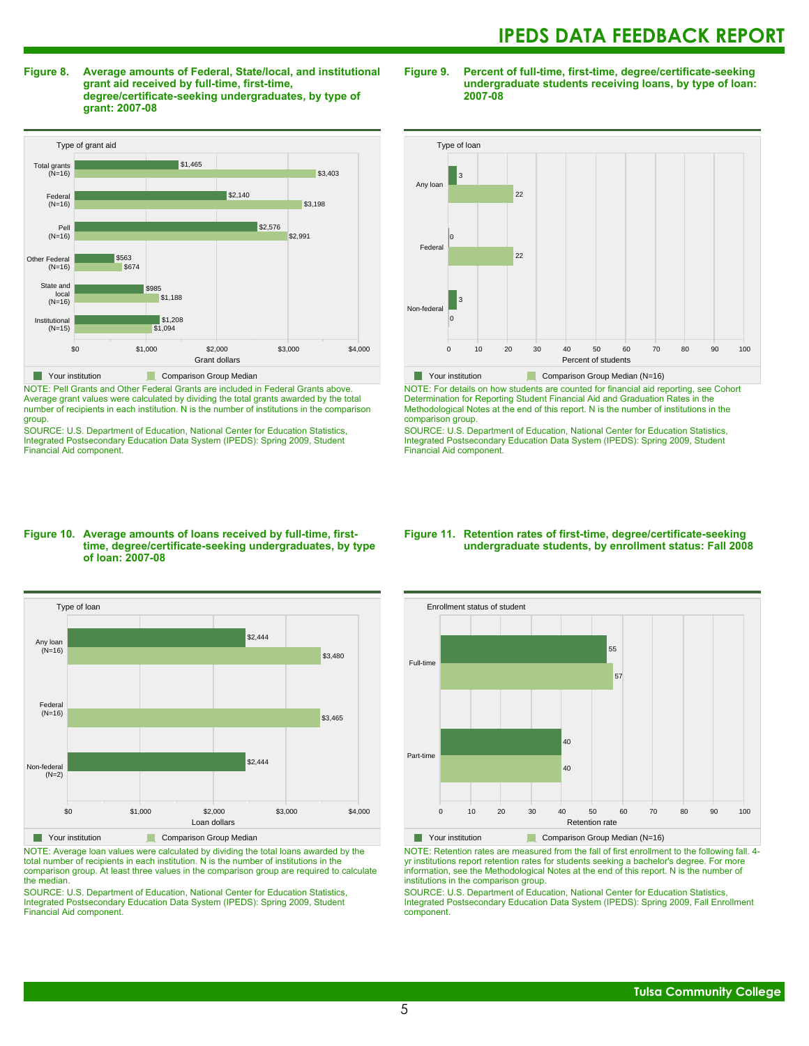**Figure 8. Average amounts of Federal, State/local, and institutional grant aid received by full-time, first-time, degree/certificate-seeking undergraduates, by type of grant: 2007-08**

| Type of grant aid | Your institution | Comparison Group Median |
|---|---|---|
| Total grants (N=16) | $1,465 | $3,403 |
| Federal (N=16) | $2,140 | $3,198 |
| Pell (N=16) | $2,576 | $2,991 |
| Other Federal (N=16) | $563 | $674 |
| State and local (N=16) | $985 | $1,188 |
| Institutional (N=15) | $1,208 | $1,094 |

NOTE: Pell Grants and Other Federal Grants are included in Federal Grants above. Average grant values were calculated by dividing the total grants awarded by the total number of recipients in each institution. N is the number of institutions in the comparison group.

SOURCE: U.S. Department of Education, National Center for Education Statistics, Integrated Postsecondary Education Data System (IPEDS): Spring 2009, Student Financial Aid component.

**Figure 9. Percent of full-time, first-time, degree/certificate-seeking undergraduate students receiving loans, by type of loan: 2007-08**

| Type of loan | Your institution | Comparison Group Median (N=16) |
|---|---|---|
| Any loan | 3 | 22 |
| Federal | 0 | 22 |
| Non-federal | 3 | 0 |

NOTE: For details on how students are counted for financial aid reporting, see Cohort Determination for Reporting Student Financial Aid and Graduation Rates in the Methodological Notes at the end of this report. N is the number of institutions in the comparison group.

SOURCE: U.S. Department of Education, National Center for Education Statistics, Integrated Postsecondary Education Data System (IPEDS): Spring 2009, Student Financial Aid component.

**Figure 10. Average amounts of loans received by full-time, first-time, degree/certificate-seeking undergraduates, by type of loan: 2007-08**

| Type of loan | Your institution | Comparison Group Median |
|---|---|---|
| Any loan (N=16) | $2,444 | $3,480 |
| Federal (N=16) | | $3,465 |
| Non-federal (N=2) | $2,444 | |

NOTE: Average loan values were calculated by dividing the total loans awarded by the total number of recipients in each institution. N is the number of institutions in the comparison group. At least three values in the comparison group are required to calculate the median.

SOURCE: U.S. Department of Education, National Center for Education Statistics, Integrated Postsecondary Education Data System (IPEDS): Spring 2009, Student Financial Aid component.

**Figure 11. Retention rates of first-time, degree/certificate-seeking undergraduate students, by enrollment status: Fall 2008**

| Enrollment status of student | Your institution | Comparison Group Median (N=16) |
|---|---|---|
| Full-time | 55 | 57 |
| Part-time | 40 | 40 |

NOTE: Retention rates are measured from the fall of first enrollment to the following fall. 4-yr institutions report retention rates for students seeking a bachelor's degree. For more information, see the Methodological Notes at the end of this report. N is the number of institutions in the comparison group.

SOURCE: U.S. Department of Education, National Center for Education Statistics, Integrated Postsecondary Education Data System (IPEDS): Spring 2009, Fall Enrollment component.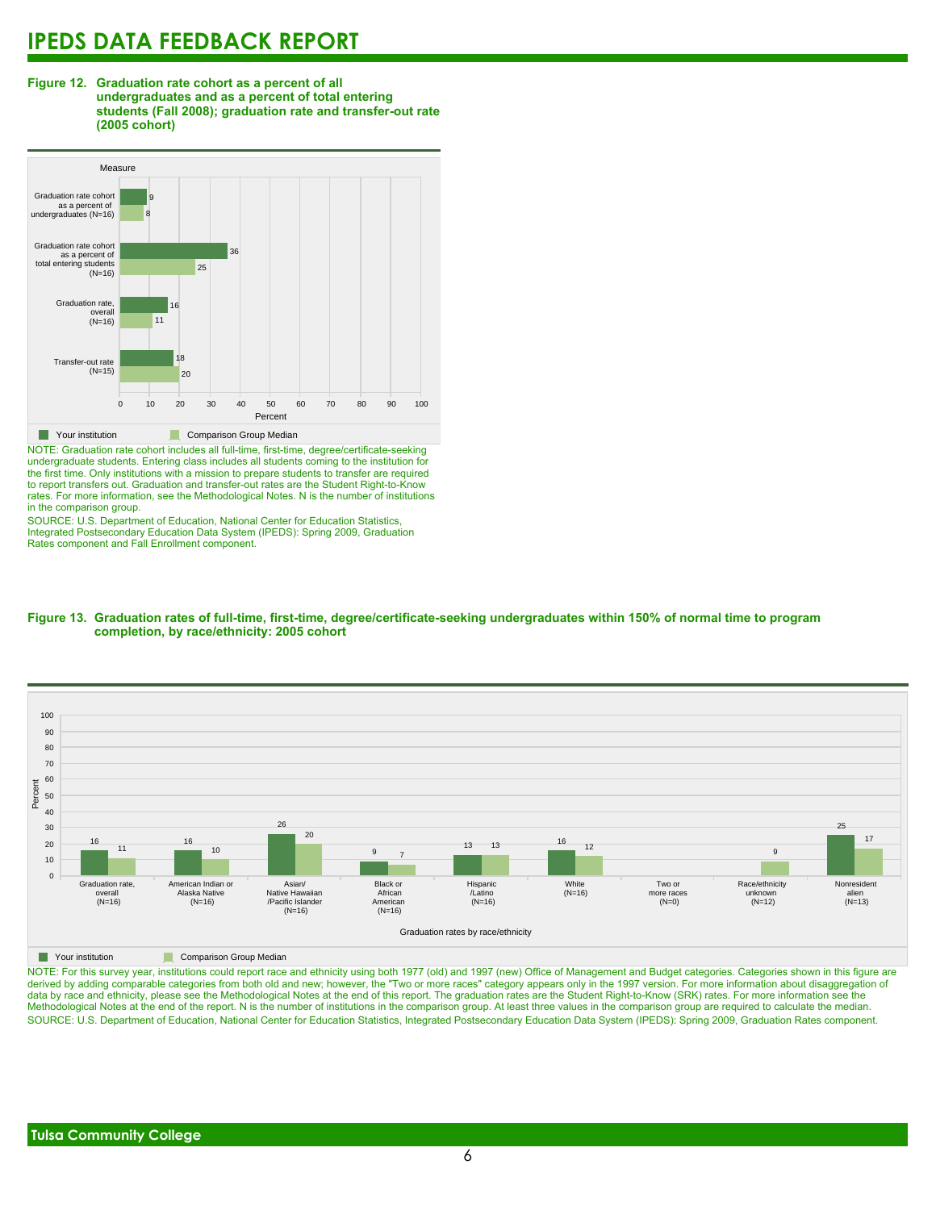**Figure 12. Graduation rate cohort as a percent of all undergraduates and as a percent of total entering students (Fall 2008); graduation rate and transfer-out rate (2005 cohort)**

| Measure | Your institution | Comparison Group Median |
|---|---|---|
| Graduation rate cohort as a percent of undergraduates (N=16) | 9 | 8 |
| Graduation rate cohort as a percent of total entering students (N=16) | 36 | 25 |
| Graduation rate, overall (N=16) | 16 | 11 |
| Transfer-out rate (N=15) | 18 | 20 |

NOTE: Graduation rate cohort includes all full-time, first-time, degree/certificate-seeking undergraduate students. Entering class includes all students coming to the institution for the first time. Only institutions with a mission to prepare students to transfer are required to report transfers out. Graduation and transfer-out rates are the Student Right-to-Know rates. For more information, see the Methodological Notes. N is the number of institutions in the comparison group.

SOURCE: U.S. Department of Education, National Center for Education Statistics, Integrated Postsecondary Education Data System (IPEDS): Spring 2009, Graduation Rates component and Fall Enrollment component.

**Figure 13. Graduation rates of full-time, first-time, degree/certificate-seeking undergraduates within 150% of normal time to program completion, by race/ethnicity: 2005 cohort**

| Graduation rates by race/ethnicity | Your institution | Comparison Group Median |
|---|---|---|
| Graduation rate, overall (N=16) | 16 | 11 |
| American Indian or Alaska Native (N=16) | 16 | 10 |
| Asian/ Native Hawaiian /Pacific Islander (N=16) | 26 | 20 |
| Black or African American (N=16) | 9 | 7 |
| Hispanic /Latino (N=16) | 13 | 13 |
| White (N=16) | 16 | 12 |
| Two or more races (N=0) | | |
| Race/ethnicity unknown (N=12) | | 9 |
| Nonresident alien (N=13) | 25 | 17 |

NOTE: For this survey year, institutions could report race and ethnicity using both 1977 (old) and 1997 (new) Office of Management and Budget categories. Categories shown in this figure are derived by adding comparable categories from both old and new; however, the "Two or more races" category appears only in the 1997 version. For more information about disaggregation of data by race and ethnicity, please see the Methodological Notes at the end of this report. The graduation rates are the Student Right-to-Know (SRK) rates. For more information see the Methodological Notes at the end of the report. N is the number of institutions in the comparison group. At least three values in the comparison group are required to calculate the median.

SOURCE: U.S. Department of Education, National Center for Education Statistics, Integrated Postsecondary Education Data System (IPEDS): Spring 2009, Graduation Rates component.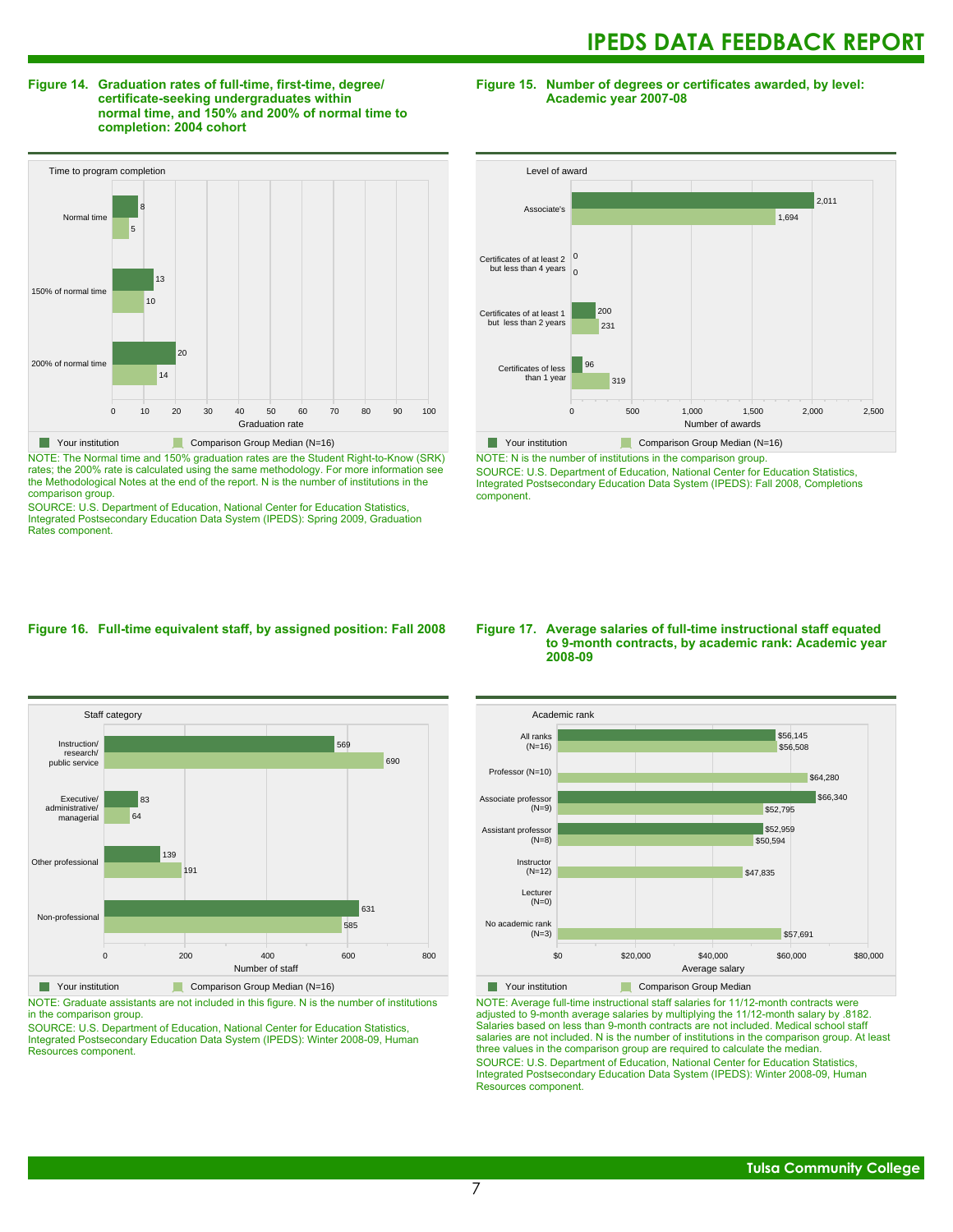**Figure 14. Graduation rates of full-time, first-time, degree/certificate-seeking undergraduates within normal time, and 150% and 200% of normal time to completion: 2004 cohort**

| Time to program completion | Your institution | Comparison Group Median (N=16) |
|---|---|---|
| Normal time | 8 | 5 |
| 150% of normal time | 13 | 10 |
| 200% of normal time | 20 | 14 |

NOTE: The Normal time and 150% graduation rates are the Student Right-to-Know (SRK) rates; the 200% rate is calculated using the same methodology. For more information see the Methodological Notes at the end of the report. N is the number of institutions in the comparison group.

SOURCE: U.S. Department of Education, National Center for Education Statistics, Integrated Postsecondary Education Data System (IPEDS): Spring 2009, Graduation Rates component.

**Figure 15. Number of degrees or certificates awarded, by level: Academic year 2007-08**

| Level of award | Your institution | Comparison Group Median (N=16) |
|---|---|---|
| Associate's | 2,011 | 1,694 |
| Certificates of at least 2 but less than 4 years | 0 | 0 |
| Certificates of at least 1 but less than 2 years | 200 | 231 |
| Certificates of less than 1 year | 96 | 319 |

NOTE: N is the number of institutions in the comparison group.

SOURCE: U.S. Department of Education, National Center for Education Statistics, Integrated Postsecondary Education Data System (IPEDS): Fall 2008, Completions component.

**Figure 16. Full-time equivalent staff, by assigned position: Fall 2008**

| Staff category | Your institution | Comparison Group Median (N=16) |
|---|---|---|
| Instruction/ research/ public service | 569 | 690 |
| Executive/ administrative/ managerial | 83 | 64 |
| Other professional | 139 | 191 |
| Non-professional | 631 | 585 |

NOTE: Graduate assistants are not included in this figure. N is the number of institutions in the comparison group.

SOURCE: U.S. Department of Education, National Center for Education Statistics, Integrated Postsecondary Education Data System (IPEDS): Winter 2008-09, Human Resources component.

**Figure 17. Average salaries of full-time instructional staff equated to 9-month contracts, by academic rank: Academic year 2008-09**

| Academic rank | Your institution | Comparison Group Median |
|---|---|---|
| All ranks (N=16) | $56,145 | $56,508 |
| Professor (N=10) | | $64,280 |
| Associate professor (N=9) | $66,340 | $52,795 |
| Assistant professor (N=8) | $52,959 | $50,594 |
| Instructor (N=12) | | $47,835 |
| Lecturer (N=0) | | |
| No academic rank (N=3) | | $57,691 |

NOTE: Average full-time instructional staff salaries for 11/12-month contracts were adjusted to 9-month average salaries by multiplying the 11/12-month salary by .8182. Salaries based on less than 9-month contracts are not included. Medical school staff salaries are not included. N is the number of institutions in the comparison group. At least three values in the comparison group are required to calculate the median.

SOURCE: U.S. Department of Education, National Center for Education Statistics, Integrated Postsecondary Education Data System (IPEDS): Winter 2008-09, Human Resources component.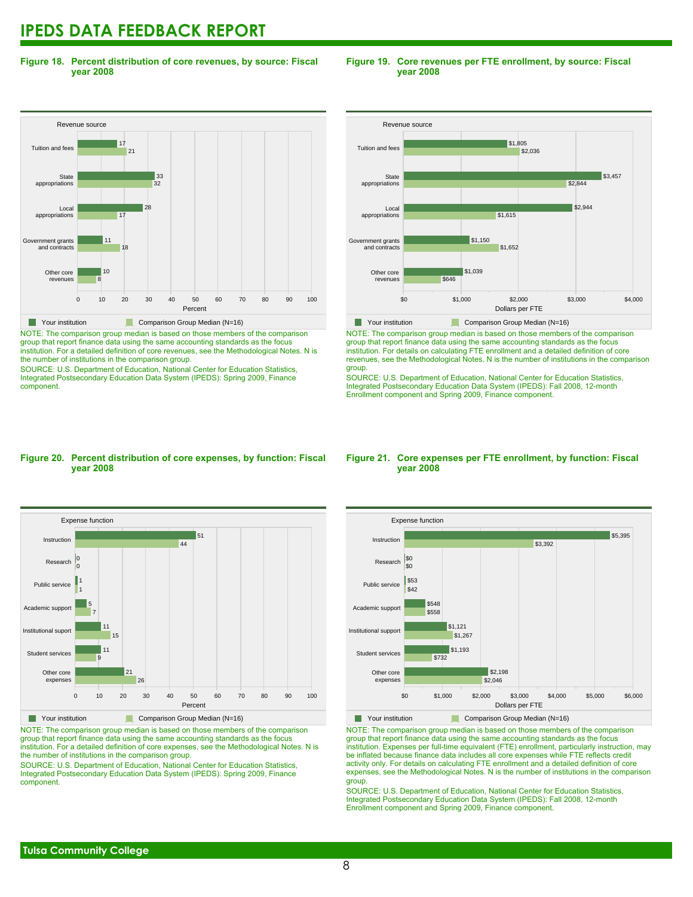# IPEDS DATA FEEDBACK REPORT

**Figure 18. Percent distribution of core revenues, by source: Fiscal year 2008**

| Revenue source | Your institution | Comparison Group Median (N=16) |
|---|---|---|
| Tuition and fees | 17 | 21 |
| State appropriations | 33 | 32 |
| Local appropriations | 28 | 17 |
| Government grants and contracts | 11 | 18 |
| Other core revenues | 10 | 8 |

NOTE: The comparison group median is based on those members of the comparison group that report finance data using the same accounting standards as the focus institution. For a detailed definition of core revenues, see the Methodological Notes. N is the number of institutions in the comparison group.

SOURCE: U.S. Department of Education, National Center for Education Statistics, Integrated Postsecondary Education Data System (IPEDS): Spring 2009, Finance component.

**Figure 19. Core revenues per FTE enrollment, by source: Fiscal year 2008**

| Revenue source | Your institution | Comparison Group Median (N=16) |
|---|---|---|
| Tuition and fees | $1,805 | $2,036 |
| State appropriations | $3,457 | $2,844 |
| Local appropriations | $2,944 | $1,615 |
| Government grants and contracts | $1,150 | $1,652 |
| Other core revenues | $1,039 | $646 |

NOTE: The comparison group median is based on those members of the comparison group that report finance data using the same accounting standards as the focus institution. For details on calculating FTE enrollment and a detailed definition of core revenues, see the Methodological Notes. N is the number of institutions in the comparison group.

SOURCE: U.S. Department of Education, National Center for Education Statistics, Integrated Postsecondary Education Data System (IPEDS): Fall 2008, 12-month Enrollment component and Spring 2009, Finance component.

**Figure 20. Percent distribution of core expenses, by function: Fiscal year 2008**

| Expense function | Your institution | Comparison Group Median (N=16) |
|---|---|---|
| Instruction | 51 | 44 |
| Research | 0 | 0 |
| Public service | 1 | 1 |
| Academic support | 5 | 7 |
| Institutional suport | 11 | 15 |
| Student services | 11 | 9 |
| Other core expenses | 21 | 26 |

NOTE: The comparison group median is based on those members of the comparison group that report finance data using the same accounting standards as the focus institution. For a detailed definition of core expenses, see the Methodological Notes. N is the number of institutions in the comparison group.

SOURCE: U.S. Department of Education, National Center for Education Statistics, Integrated Postsecondary Education Data System (IPEDS): Spring 2009, Finance component.

**Figure 21. Core expenses per FTE enrollment, by function: Fiscal year 2008**

| Expense function | Your institution | Comparison Group Median (N=16) |
|---|---|---|
| Instruction | $5,395 | $3,392 |
| Research | $0 | $0 |
| Public service | $53 | $42 |
| Academic support | $548 | $558 |
| Institutional support | $1,121 | $1,267 |
| Student services | $1,193 | $732 |
| Other core expenses | $2,198 | $2,046 |

NOTE: The comparison group median is based on those members of the comparison group that report finance data using the same accounting standards as the focus institution. Expenses per full-time equivalent (FTE) enrollment, particularly instruction, may be inflated because finance data includes all core expenses while FTE reflects credit activity only. For details on calculating FTE enrollment and a detailed definition of core expenses, see the Methodological Notes. N is the number of institutions in the comparison group.

SOURCE: U.S. Department of Education, National Center for Education Statistics, Integrated Postsecondary Education Data System (IPEDS): Fall 2008, 12-month Enrollment component and Spring 2009, Finance component.

Tulsa Community College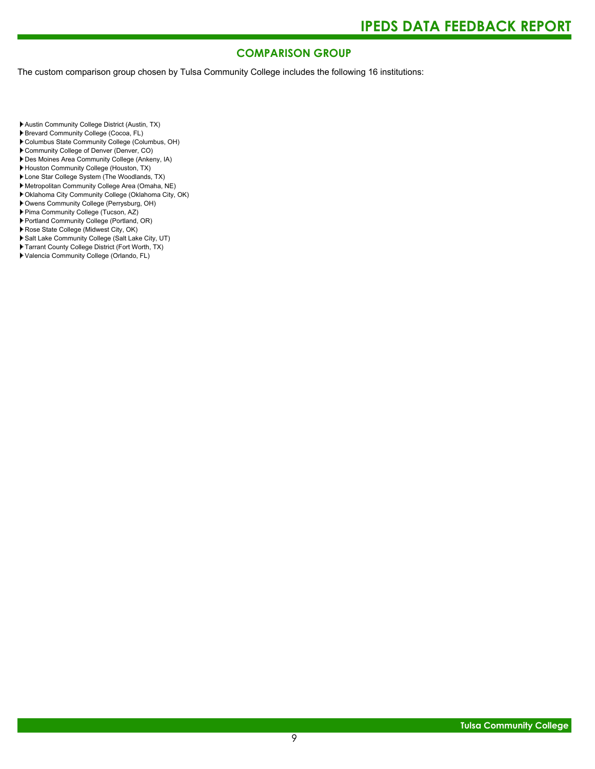## COMPARISON GROUP

The custom comparison group chosen by Tulsa Community College includes the following 16 institutions:

- Austin Community College District (Austin, TX)
- Brevard Community College (Cocoa, FL)
- Columbus State Community College (Columbus, OH)
- Community College of Denver (Denver, CO)
- Des Moines Area Community College (Ankeny, IA)
- Houston Community College (Houston, TX)
- Lone Star College System (The Woodlands, TX)
- Metropolitan Community College Area (Omaha, NE)
- Oklahoma City Community College (Oklahoma City, OK)
- Owens Community College (Perrysburg, OH)
- Pima Community College (Tucson, AZ)
- Portland Community College (Portland, OR)
- Rose State College (Midwest City, OK)
- Salt Lake Community College (Salt Lake City, UT)
- Tarrant County College District (Fort Worth, TX)
- Valencia Community College (Orlando, FL)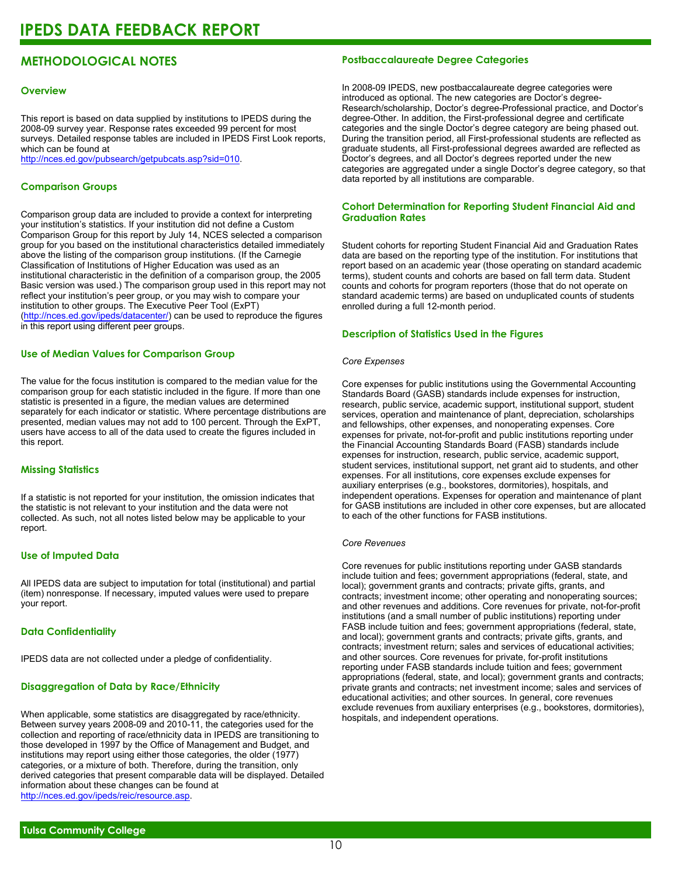# IPEDS DATA FEEDBACK REPORT

## METHODOLOGICAL NOTES

### Overview

This report is based on data supplied by institutions to IPEDS during the 2008-09 survey year. Response rates exceeded 99 percent for most surveys. Detailed response tables are included in IPEDS First Look reports, which can be found at http://nces.ed.gov/pubsearch/getpubcats.asp?sid=010.

### Comparison Groups

Comparison group data are included to provide a context for interpreting your institution's statistics. If your institution did not define a Custom Comparison Group for this report by July 14, NCES selected a comparison group for you based on the institutional characteristics detailed immediately above the listing of the comparison group institutions. (If the Carnegie Classification of Institutions of Higher Education was used as an institutional characteristic in the definition of a comparison group, the 2005 Basic version was used.) The comparison group used in this report may not reflect your institution's peer group, or you may wish to compare your institution to other groups. The Executive Peer Tool (ExPT) (http://nces.ed.gov/ipeds/datacenter/) can be used to reproduce the figures in this report using different peer groups.

### Use of Median Values for Comparison Group

The value for the focus institution is compared to the median value for the comparison group for each statistic included in the figure. If more than one statistic is presented in a figure, the median values are determined separately for each indicator or statistic. Where percentage distributions are presented, median values may not add to 100 percent. Through the ExPT, users have access to all of the data used to create the figures included in this report.

### Missing Statistics

If a statistic is not reported for your institution, the omission indicates that the statistic is not relevant to your institution and the data were not collected. As such, not all notes listed below may be applicable to your report.

### Use of Imputed Data

All IPEDS data are subject to imputation for total (institutional) and partial (item) nonresponse. If necessary, imputed values were used to prepare your report.

### Data Confidentiality

IPEDS data are not collected under a pledge of confidentiality.

### Disaggregation of Data by Race/Ethnicity

When applicable, some statistics are disaggregated by race/ethnicity. Between survey years 2008-09 and 2010-11, the categories used for the collection and reporting of race/ethnicity data in IPEDS are transitioning to those developed in 1997 by the Office of Management and Budget, and institutions may report using either those categories, the older (1977) categories, or a mixture of both. Therefore, during the transition, only derived categories that present comparable data will be displayed. Detailed information about these changes can be found at http://nces.ed.gov/ipeds/reic/resource.asp.

### Postbaccalaureate Degree Categories

In 2008-09 IPEDS, new postbaccalaureate degree categories were introduced as optional. The new categories are Doctor's degree-Research/scholarship, Doctor's degree-Professional practice, and Doctor's degree-Other. In addition, the First-professional degree and certificate categories and the single Doctor's degree category are being phased out. During the transition period, all First-professional students are reflected as graduate students, all First-professional degrees awarded are reflected as Doctor's degrees, and all Doctor's degrees reported under the new categories are aggregated under a single Doctor's degree category, so that data reported by all institutions are comparable.

### Cohort Determination for Reporting Student Financial Aid and Graduation Rates

Student cohorts for reporting Student Financial Aid and Graduation Rates data are based on the reporting type of the institution. For institutions that report based on an academic year (those operating on standard academic terms), student counts and cohorts are based on fall term data. Student counts and cohorts for program reporters (those that do not operate on standard academic terms) are based on unduplicated counts of students enrolled during a full 12-month period.

### Description of Statistics Used in the Figures

*Core Expenses*

Core expenses for public institutions using the Governmental Accounting Standards Board (GASB) standards include expenses for instruction, research, public service, academic support, institutional support, student services, operation and maintenance of plant, depreciation, scholarships and fellowships, other expenses, and nonoperating expenses. Core expenses for private, not-for-profit and public institutions reporting under the Financial Accounting Standards Board (FASB) standards include expenses for instruction, research, public service, academic support, student services, institutional support, net grant aid to students, and other expenses. For all institutions, core expenses exclude expenses for auxiliary enterprises (e.g., bookstores, dormitories), hospitals, and independent operations. Expenses for operation and maintenance of plant for GASB institutions are included in other core expenses, but are allocated to each of the other functions for FASB institutions.

*Core Revenues*

Core revenues for public institutions reporting under GASB standards include tuition and fees; government appropriations (federal, state, and local); government grants and contracts; private gifts, grants, and contracts; investment income; other operating and nonoperating sources; and other revenues and additions. Core revenues for private, not-for-profit institutions (and a small number of public institutions) reporting under FASB include tuition and fees; government appropriations (federal, state, and local); government grants and contracts; private gifts, grants, and contracts; investment return; sales and services of educational activities; and other sources. Core revenues for private, for-profit institutions reporting under FASB standards include tuition and fees; government appropriations (federal, state, and local); government grants and contracts; private grants and contracts; net investment income; sales and services of educational activities; and other sources. In general, core revenues exclude revenues from auxiliary enterprises (e.g., bookstores, dormitories), hospitals, and independent operations.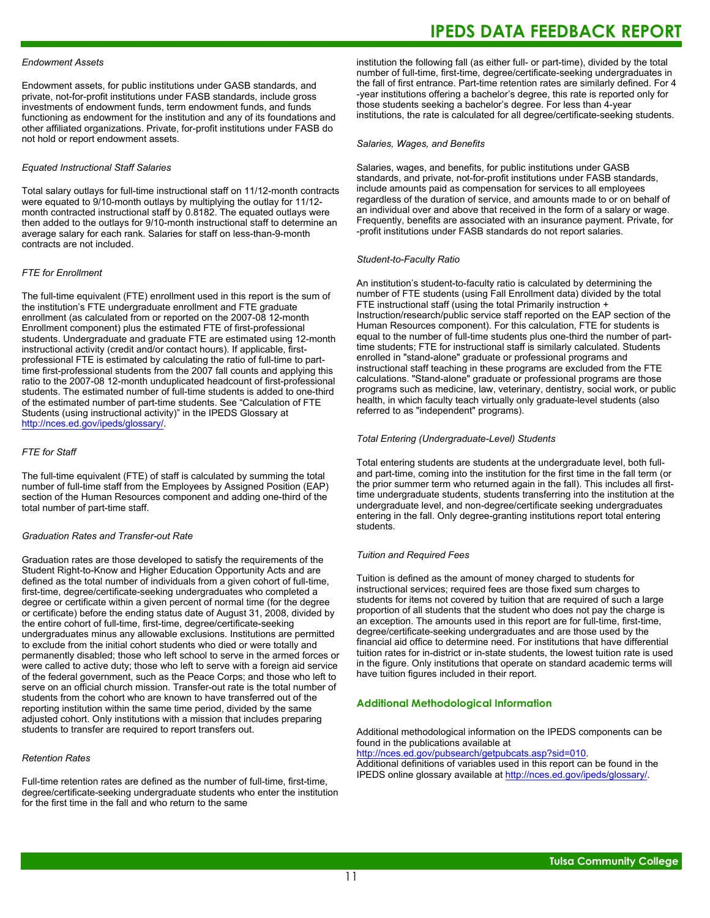*Endowment Assets*

Endowment assets, for public institutions under GASB standards, and private, not-for-profit institutions under FASB standards, include gross investments of endowment funds, term endowment funds, and funds functioning as endowment for the institution and any of its foundations and other affiliated organizations. Private, for-profit institutions under FASB do not hold or report endowment assets.

*Equated Instructional Staff Salaries*

Total salary outlays for full-time instructional staff on 11/12-month contracts were equated to 9/10-month outlays by multiplying the outlay for 11/12-month contracted instructional staff by 0.8182. The equated outlays were then added to the outlays for 9/10-month instructional staff to determine an average salary for each rank. Salaries for staff on less-than-9-month contracts are not included.

*FTE for Enrollment*

The full-time equivalent (FTE) enrollment used in this report is the sum of the institution's FTE undergraduate enrollment and FTE graduate enrollment (as calculated from or reported on the 2007-08 12-month Enrollment component) plus the estimated FTE of first-professional students. Undergraduate and graduate FTE are estimated using 12-month instructional activity (credit and/or contact hours). If applicable, first-professional FTE is estimated by calculating the ratio of full-time to part-time first-professional students from the 2007 fall counts and applying this ratio to the 2007-08 12-month unduplicated headcount of first-professional students. The estimated number of full-time students is added to one-third of the estimated number of part-time students. See "Calculation of FTE Students (using instructional activity)" in the IPEDS Glossary at http://nces.ed.gov/ipeds/glossary/.

*FTE for Staff*

The full-time equivalent (FTE) of staff is calculated by summing the total number of full-time staff from the Employees by Assigned Position (EAP) section of the Human Resources component and adding one-third of the total number of part-time staff.

*Graduation Rates and Transfer-out Rate*

Graduation rates are those developed to satisfy the requirements of the Student Right-to-Know and Higher Education Opportunity Acts and are defined as the total number of individuals from a given cohort of full-time, first-time, degree/certificate-seeking undergraduates who completed a degree or certificate within a given percent of normal time (for the degree or certificate) before the ending status date of August 31, 2008, divided by the entire cohort of full-time, first-time, degree/certificate-seeking undergraduates minus any allowable exclusions. Institutions are permitted to exclude from the initial cohort students who died or were totally and permanently disabled; those who left school to serve in the armed forces or were called to active duty; those who left to serve with a foreign aid service of the federal government, such as the Peace Corps; and those who left to serve on an official church mission. Transfer-out rate is the total number of students from the cohort who are known to have transferred out of the reporting institution within the same time period, divided by the same adjusted cohort. Only institutions with a mission that includes preparing students to transfer are required to report transfers out.

*Retention Rates*

Full-time retention rates are defined as the number of full-time, first-time, degree/certificate-seeking undergraduate students who enter the institution for the first time in the fall and who return to the same institution the following fall (as either full- or part-time), divided by the total number of full-time, first-time, degree/certificate-seeking undergraduates in the fall of first entrance. Part-time retention rates are similarly defined. For 4-year institutions offering a bachelor's degree, this rate is reported only for those students seeking a bachelor's degree. For less than 4-year institutions, the rate is calculated for all degree/certificate-seeking students.

*Salaries, Wages, and Benefits*

Salaries, wages, and benefits, for public institutions under GASB standards, and private, not-for-profit institutions under FASB standards, include amounts paid as compensation for services to all employees regardless of the duration of service, and amounts made to or on behalf of an individual over and above that received in the form of a salary or wage. Frequently, benefits are associated with an insurance payment. Private, for-profit institutions under FASB standards do not report salaries.

*Student-to-Faculty Ratio*

An institution's student-to-faculty ratio is calculated by determining the number of FTE students (using Fall Enrollment data) divided by the total FTE instructional staff (using the total Primarily instruction + Instruction/research/public service staff reported on the EAP section of the Human Resources component). For this calculation, FTE for students is equal to the number of full-time students plus one-third the number of part-time students; FTE for instructional staff is similarly calculated. Students enrolled in "stand-alone" graduate or professional programs and instructional staff teaching in these programs are excluded from the FTE calculations. "Stand-alone" graduate or professional programs are those programs such as medicine, law, veterinary, dentistry, social work, or public health, in which faculty teach virtually only graduate-level students (also referred to as "independent" programs).

*Total Entering (Undergraduate-Level) Students*

Total entering students are students at the undergraduate level, both full- and part-time, coming into the institution for the first time in the fall term (or the prior summer term who returned again in the fall). This includes all first-time undergraduate students, students transferring into the institution at the undergraduate level, and non-degree/certificate seeking undergraduates entering in the fall. Only degree-granting institutions report total entering students.

*Tuition and Required Fees*

Tuition is defined as the amount of money charged to students for instructional services; required fees are those fixed sum charges to students for items not covered by tuition that are required of such a large proportion of all students that the student who does not pay the charge is an exception. The amounts used in this report are for full-time, first-time, degree/certificate-seeking undergraduates and are those used by the financial aid office to determine need. For institutions that have differential tuition rates for in-district or in-state students, the lowest tuition rate is used in the figure. Only institutions that operate on standard academic terms will have tuition figures included in their report.

## Additional Methodological Information

Additional methodological information on the IPEDS components can be found in the publications available at http://nces.ed.gov/pubsearch/getpubcats.asp?sid=010.
Additional definitions of variables used in this report can be found in the IPEDS online glossary available at http://nces.ed.gov/ipeds/glossary/.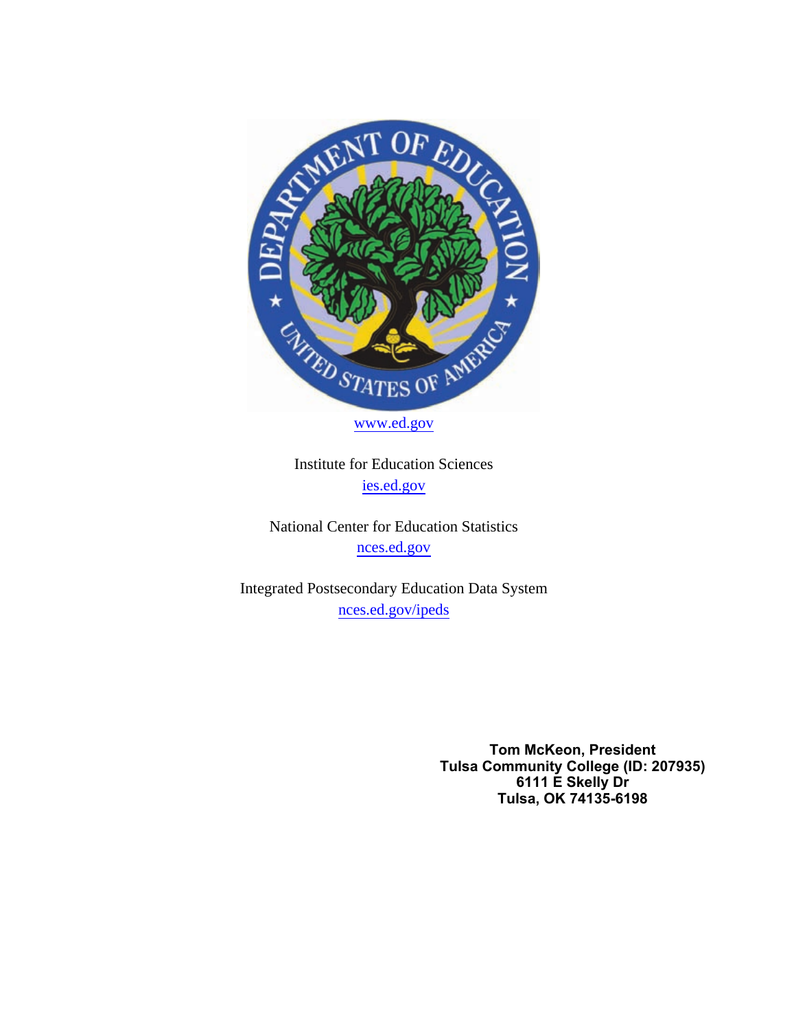www.ed.gov

Institute for Education Sciences
ies.ed.gov

National Center for Education Statistics
nces.ed.gov

Integrated Postsecondary Education Data System
nces.ed.gov/ipeds

**Tom McKeon, President**
**Tulsa Community College (ID: 207935)**
**6111 E Skelly Dr**
**Tulsa, OK 74135-6198**